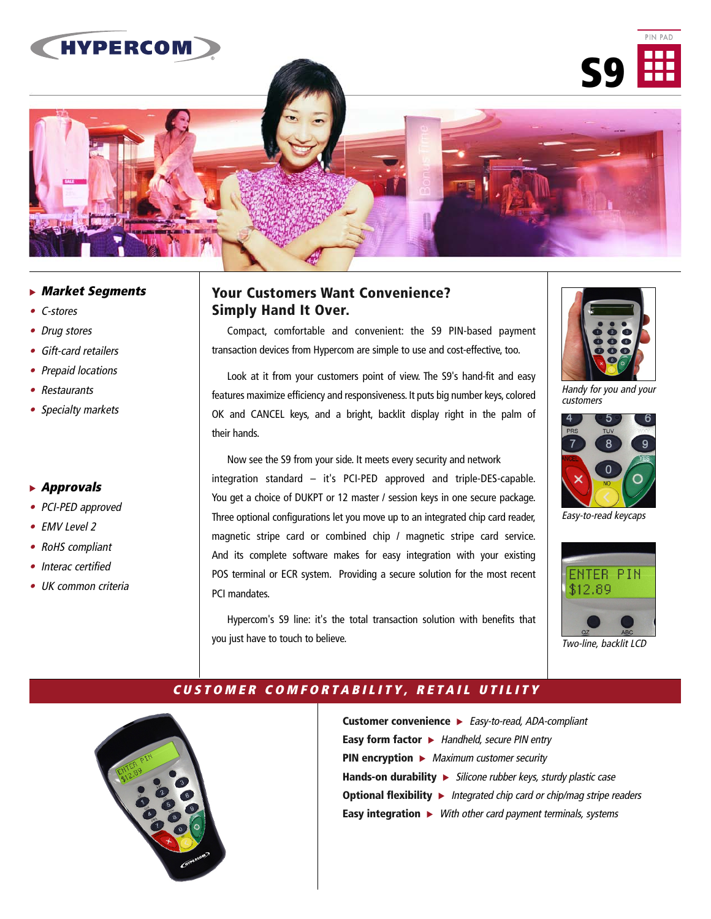# HYPERCOM

PIN PAD

# S9

### Market Segments

- C-stores
- Drug stores
- Gift-card retailers
- Prepaid locations
- Restaurants
- Specialty markets

### Approvals

- PCI-PED approved
- EMV Level 2
- RoHS compliant
- Interac certified
- UK common criteria

## Your Customers Want Convenience? Simply Hand It Over.

Compact, comfortable and convenient: the S9 PIN-based payment transaction devices from Hypercom are simple to use and cost-effective, too.

Look at it from your customers point of view. The S9's hand-fit and easy features maximize efficiency and responsiveness. It puts big number keys, colored OK and CANCEL keys, and a bright, backlit display right in the palm of their hands.

Now see the S9 from your side. It meets every security and network integration standard – it's PCI-PED approved and triple-DES-capable. You get a choice of DUKPT or 12 master / session keys in one secure package. Three optional configurations let you move up to an integrated chip card reader, magnetic stripe card or combined chip / magnetic stripe card service. And its complete software makes for easy integration with your existing POS terminal or ECR system. Providing a secure solution for the most recent PCI mandates.

Hypercom's S9 line: it's the total transaction solution with benefits that you just have to touch to believe.

Handy for you and your customers

Easy-to-read keycaps

Two-line, backlit LCD

## CUSTOMER COMFORTABILITY, RETAIL UTILITY

**Customer convenience** ▶ *Easy-to-read, ADA-compliant*

**Easy form factor** ▶ *Handheld, secure PIN entry*

**PIN encryption** ▶ *Maximum customer security*

**Hands-on durability** ▶ *Silicone rubber keys, sturdy plastic case*

**Optional flexibility** ▶ *Integrated chip card or chip/mag stripe readers*

**Easy integration** ▶ *With other card payment terminals, systems*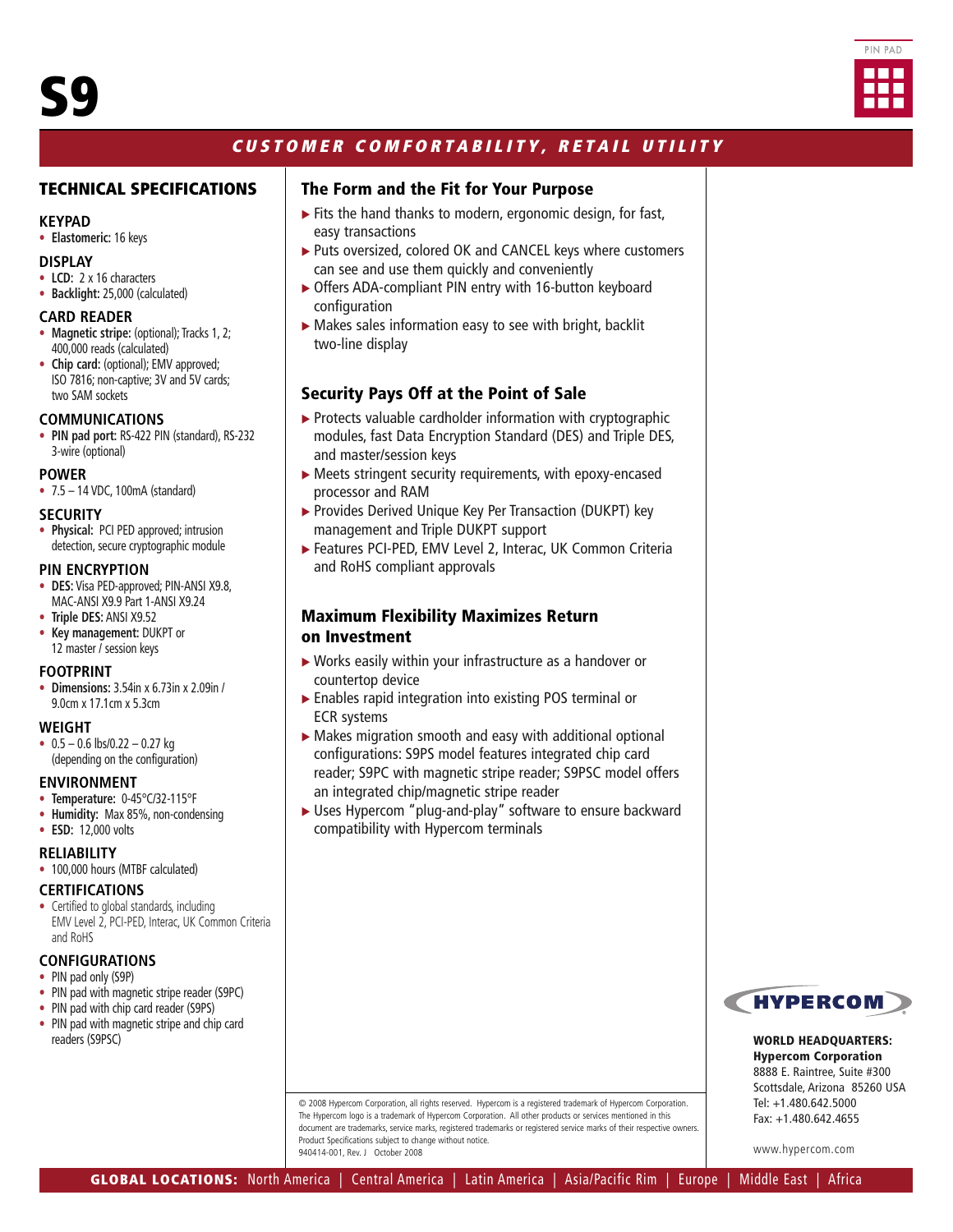# S9

PIN PAD

*CUSTOMER COMFORTABILITY, RETAIL UTILITY*

## TECHNICAL SPECIFICATIONS

### KEYPAD

- **Elastomeric:** 16 keys

### DISPLAY

- **LCD:** 2 x 16 characters
- **Backlight:** 25,000 (calculated)

### CARD READER

- **Magnetic stripe:** (optional); Tracks 1, 2; 400,000 reads (calculated)
- **Chip card:** (optional); EMV approved; ISO 7816; non-captive; 3V and 5V cards; two SAM sockets

### COMMUNICATIONS

- **PIN pad port:** RS-422 PIN (standard), RS-232 3-wire (optional)

### POWER

- 7.5 – 14 VDC, 100mA (standard)

### SECURITY

- **Physical:** PCI PED approved; intrusion detection, secure cryptographic module

### PIN ENCRYPTION

- **DES:** Visa PED-approved; PIN-ANSI X9.8, MAC-ANSI X9.9 Part 1-ANSI X9.24
- **Triple DES:** ANSI X9.52
- **Key management:** DUKPT or 12 master / session keys

### FOOTPRINT

- **Dimensions:** 3.54in x 6.73in x 2.09in / 9.0cm x 17.1cm x 5.3cm

### WEIGHT

- 0.5 – 0.6 lbs/0.22 – 0.27 kg (depending on the configuration)

### ENVIRONMENT

- **Temperature:** 0-45°C/32-115°F
- **Humidity:** Max 85%, non-condensing
- **ESD:** 12,000 volts

### RELIABILITY

- 100,000 hours (MTBF calculated)

### CERTIFICATIONS

- Certified to global standards, including EMV Level 2, PCI-PED, Interac, UK Common Criteria and RoHS

### CONFIGURATIONS

- PIN pad only (S9P)
- PIN pad with magnetic stripe reader (S9PC)
- PIN pad with chip card reader (S9PS)
- PIN pad with magnetic stripe and chip card readers (S9PSC)

## The Form and the Fit for Your Purpose

- Fits the hand thanks to modern, ergonomic design, for fast, easy transactions
- Puts oversized, colored OK and CANCEL keys where customers can see and use them quickly and conveniently
- Offers ADA-compliant PIN entry with 16-button keyboard configuration
- Makes sales information easy to see with bright, backlit two-line display

## Security Pays Off at the Point of Sale

- Protects valuable cardholder information with cryptographic modules, fast Data Encryption Standard (DES) and Triple DES, and master/session keys
- Meets stringent security requirements, with epoxy-encased processor and RAM
- Provides Derived Unique Key Per Transaction (DUKPT) key management and Triple DUKPT support
- Features PCI-PED, EMV Level 2, Interac, UK Common Criteria and RoHS compliant approvals

## Maximum Flexibility Maximizes Return on Investment

- Works easily within your infrastructure as a handover or countertop device
- Enables rapid integration into existing POS terminal or ECR systems
- Makes migration smooth and easy with additional optional configurations: S9PS model features integrated chip card reader; S9PC with magnetic stripe reader; S9PSC model offers an integrated chip/magnetic stripe reader
- Uses Hypercom "plug-and-play" software to ensure backward compatibility with Hypercom terminals

© 2008 Hypercom Corporation, all rights reserved. Hypercom is a registered trademark of Hypercom Corporation. The Hypercom logo is a trademark of Hypercom Corporation. All other products or services mentioned in this document are trademarks, service marks, registered trademarks or registered service marks of their respective owners. Product Specifications subject to change without notice.
940414-001, Rev. J October 2008

HYPERCOM

**WORLD HEADQUARTERS:**
**Hypercom Corporation**
8888 E. Raintree, Suite #300
Scottsdale, Arizona 85260 USA
Tel: +1.480.642.5000
Fax: +1.480.642.4655

www.hypercom.com

**GLOBAL LOCATIONS:** North America | Central America | Latin America | Asia/Pacific Rim | Europe | Middle East | Africa